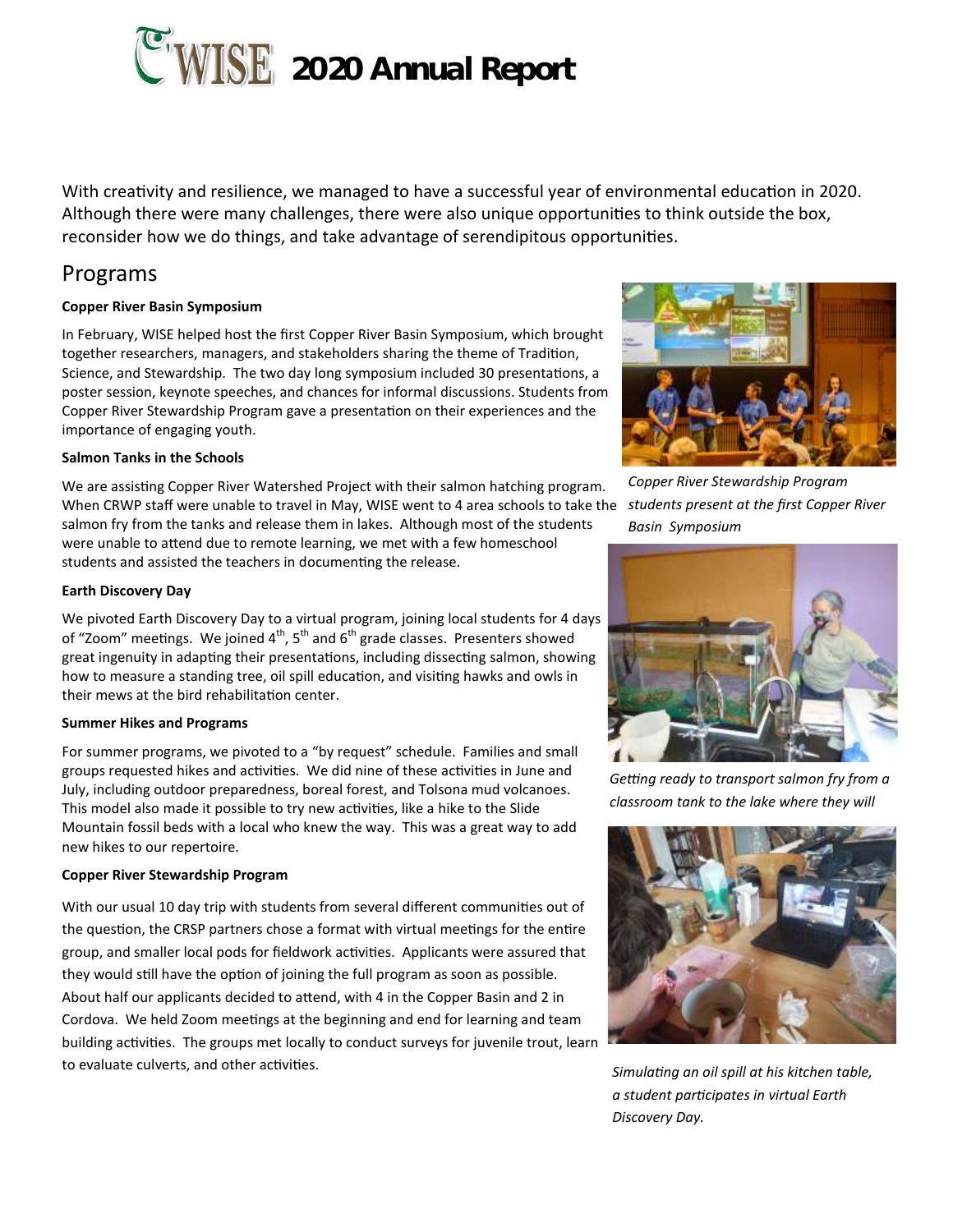# WISE 2020 Annual Report

With creativity and resilience, we managed to have a successful year of environmental education in 2020. Although there were many challenges, there were also unique opportunities to think outside the box, reconsider how we do things, and take advantage of serendipitous opportunities.

## Programs

**Copper River Basin Symposium**

In February, WISE helped host the first Copper River Basin Symposium, which brought together researchers, managers, and stakeholders sharing the theme of Tradition, Science, and Stewardship. The two day long symposium included 30 presentations, a poster session, keynote speeches, and chances for informal discussions. Students from Copper River Stewardship Program gave a presentation on their experiences and the importance of engaging youth.

*Copper River Stewardship Program students present at the first Copper River Basin Symposium*

**Salmon Tanks in the Schools**

We are assisting Copper River Watershed Project with their salmon hatching program. When CRWP staff were unable to travel in May, WISE went to 4 area schools to take the salmon fry from the tanks and release them in lakes. Although most of the students were unable to attend due to remote learning, we met with a few homeschool students and assisted the teachers in documenting the release.

*Getting ready to transport salmon fry from a classroom tank to the lake where they will*

**Earth Discovery Day**

We pivoted Earth Discovery Day to a virtual program, joining local students for 4 days of "Zoom" meetings. We joined 4th, 5th and 6th grade classes. Presenters showed great ingenuity in adapting their presentations, including dissecting salmon, showing how to measure a standing tree, oil spill education, and visiting hawks and owls in their mews at the bird rehabilitation center.

*Simulating an oil spill at his kitchen table, a student participates in virtual Earth Discovery Day.*

**Summer Hikes and Programs**

For summer programs, we pivoted to a "by request" schedule. Families and small groups requested hikes and activities. We did nine of these activities in June and July, including outdoor preparedness, boreal forest, and Tolsona mud volcanoes. This model also made it possible to try new activities, like a hike to the Slide Mountain fossil beds with a local who knew the way. This was a great way to add new hikes to our repertoire.

**Copper River Stewardship Program**

With our usual 10 day trip with students from several different communities out of the question, the CRSP partners chose a format with virtual meetings for the entire group, and smaller local pods for fieldwork activities. Applicants were assured that they would still have the option of joining the full program as soon as possible. About half our applicants decided to attend, with 4 in the Copper Basin and 2 in Cordova. We held Zoom meetings at the beginning and end for learning and team building activities. The groups met locally to conduct surveys for juvenile trout, learn to evaluate culverts, and other activities.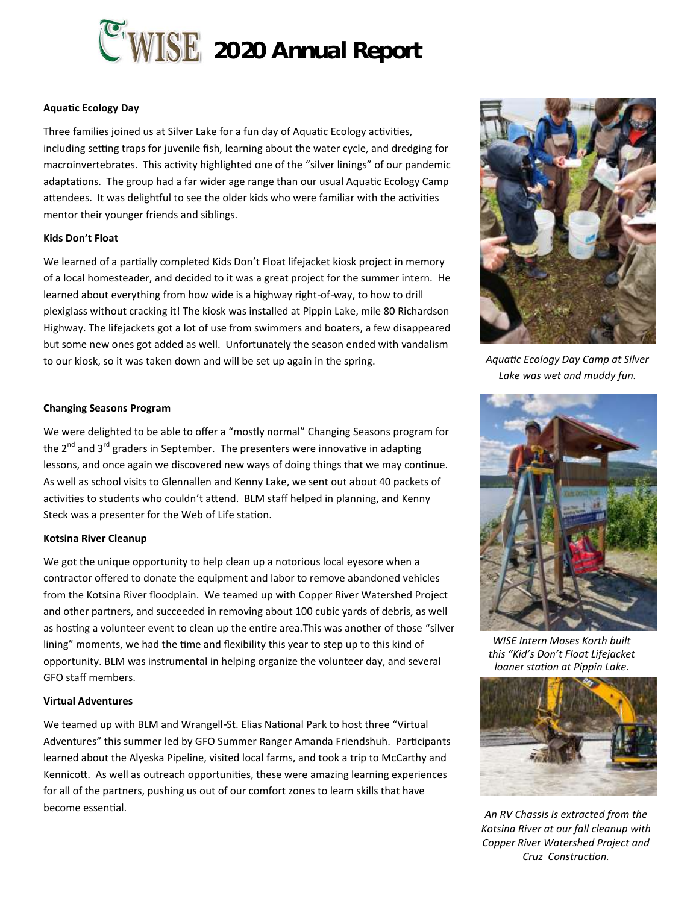# WISE 2020 Annual Report

**Aquatic Ecology Day**

Three families joined us at Silver Lake for a fun day of Aquatic Ecology activities, including setting traps for juvenile fish, learning about the water cycle, and dredging for macroinvertebrates. This activity highlighted one of the "silver linings" of our pandemic adaptations. The group had a far wider age range than our usual Aquatic Ecology Camp attendees. It was delightful to see the older kids who were familiar with the activities mentor their younger friends and siblings.

**Kids Don't Float**

We learned of a partially completed Kids Don't Float lifejacket kiosk project in memory of a local homesteader, and decided to it was a great project for the summer intern. He learned about everything from how wide is a highway right-of-way, to how to drill plexiglass without cracking it! The kiosk was installed at Pippin Lake, mile 80 Richardson Highway. The lifejackets got a lot of use from swimmers and boaters, a few disappeared but some new ones got added as well. Unfortunately the season ended with vandalism to our kiosk, so it was taken down and will be set up again in the spring.

**Changing Seasons Program**

We were delighted to be able to offer a "mostly normal" Changing Seasons program for the 2nd and 3rd graders in September. The presenters were innovative in adapting lessons, and once again we discovered new ways of doing things that we may continue. As well as school visits to Glennallen and Kenny Lake, we sent out about 40 packets of activities to students who couldn't attend. BLM staff helped in planning, and Kenny Steck was a presenter for the Web of Life station.

**Kotsina River Cleanup**

We got the unique opportunity to help clean up a notorious local eyesore when a contractor offered to donate the equipment and labor to remove abandoned vehicles from the Kotsina River floodplain. We teamed up with Copper River Watershed Project and other partners, and succeeded in removing about 100 cubic yards of debris, as well as hosting a volunteer event to clean up the entire area.This was another of those "silver lining" moments, we had the time and flexibility this year to step up to this kind of opportunity. BLM was instrumental in helping organize the volunteer day, and several GFO staff members.

**Virtual Adventures**

We teamed up with BLM and Wrangell-St. Elias National Park to host three "Virtual Adventures" this summer led by GFO Summer Ranger Amanda Friendshuh. Participants learned about the Alyeska Pipeline, visited local farms, and took a trip to McCarthy and Kennicott. As well as outreach opportunities, these were amazing learning experiences for all of the partners, pushing us out of our comfort zones to learn skills that have become essential.

*Aquatic Ecology Day Camp at Silver Lake was wet and muddy fun.*

*WISE Intern Moses Korth built this "Kid's Don't Float Lifejacket loaner station at Pippin Lake.*

*An RV Chassis is extracted from the Kotsina River at our fall cleanup with Copper River Watershed Project and Cruz Construction.*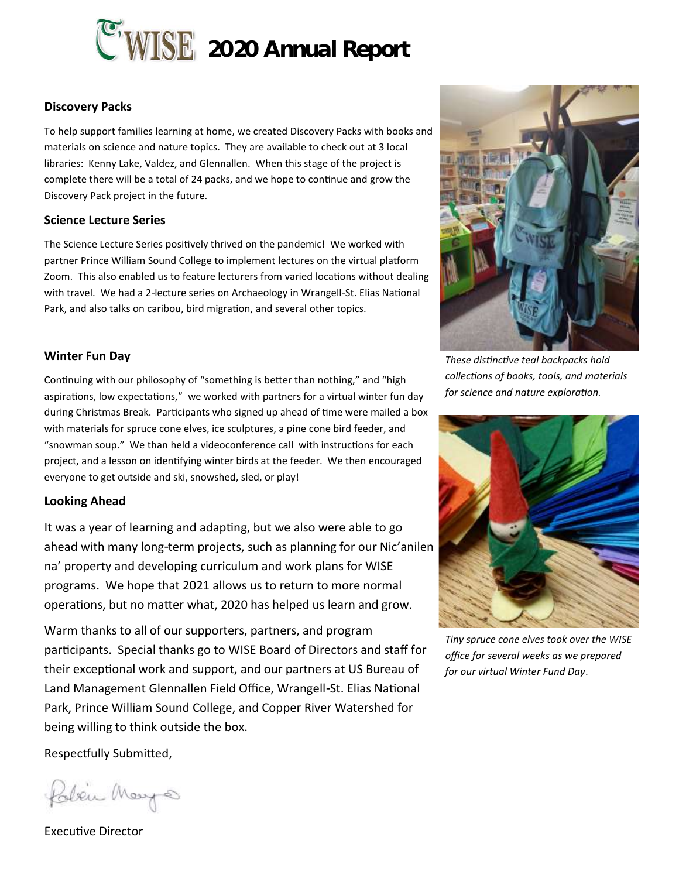# WISE 2020 Annual Report

### Discovery Packs

To help support families learning at home, we created Discovery Packs with books and materials on science and nature topics. They are available to check out at 3 local libraries: Kenny Lake, Valdez, and Glennallen. When this stage of the project is complete there will be a total of 24 packs, and we hope to continue and grow the Discovery Pack project in the future.

### Science Lecture Series

The Science Lecture Series positively thrived on the pandemic! We worked with partner Prince William Sound College to implement lectures on the virtual platform Zoom. This also enabled us to feature lecturers from varied locations without dealing with travel. We had a 2-lecture series on Archaeology in Wrangell-St. Elias National Park, and also talks on caribou, bird migration, and several other topics.

*These distinctive teal backpacks hold collections of books, tools, and materials for science and nature exploration.*

### Winter Fun Day

Continuing with our philosophy of "something is better than nothing," and "high aspirations, low expectations," we worked with partners for a virtual winter fun day during Christmas Break. Participants who signed up ahead of time were mailed a box with materials for spruce cone elves, ice sculptures, a pine cone bird feeder, and "snowman soup." We than held a videoconference call with instructions for each project, and a lesson on identifying winter birds at the feeder. We then encouraged everyone to get outside and ski, snowshed, sled, or play!

*Tiny spruce cone elves took over the WISE office for several weeks as we prepared for our virtual Winter Fund Day.*

### Looking Ahead

It was a year of learning and adapting, but we also were able to go ahead with many long-term projects, such as planning for our Nic'anilen na' property and developing curriculum and work plans for WISE programs. We hope that 2021 allows us to return to more normal operations, but no matter what, 2020 has helped us learn and grow.

Warm thanks to all of our supporters, partners, and program participants. Special thanks go to WISE Board of Directors and staff for their exceptional work and support, and our partners at US Bureau of Land Management Glennallen Field Office, Wrangell-St. Elias National Park, Prince William Sound College, and Copper River Watershed for being willing to think outside the box.

Respectfully Submitted,

Robin Mayo

Executive Director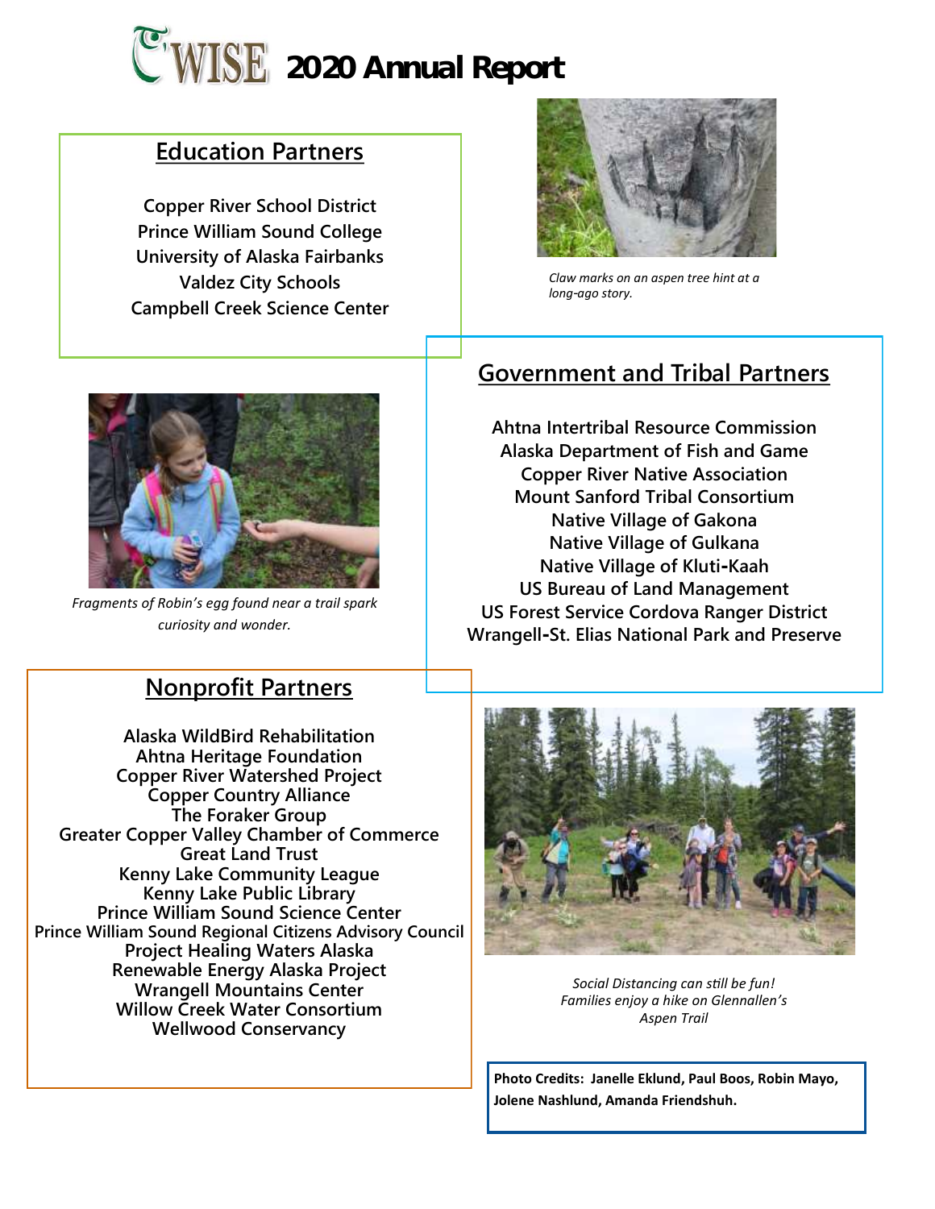# WISE 2020 Annual Report

## Education Partners

Copper River School District
Prince William Sound College
University of Alaska Fairbanks
Valdez City Schools
Campbell Creek Science Center

*Claw marks on an aspen tree hint at a long-ago story.*

## Government and Tribal Partners

Ahtna Intertribal Resource Commission
Alaska Department of Fish and Game
Copper River Native Association
Mount Sanford Tribal Consortium
Native Village of Gakona
Native Village of Gulkana
Native Village of Kluti-Kaah
US Bureau of Land Management
US Forest Service Cordova Ranger District
Wrangell-St. Elias National Park and Preserve

*Fragments of Robin's egg found near a trail spark curiosity and wonder.*

## Nonprofit Partners

Alaska WildBird Rehabilitation
Ahtna Heritage Foundation
Copper River Watershed Project
Copper Country Alliance
The Foraker Group
Greater Copper Valley Chamber of Commerce
Great Land Trust
Kenny Lake Community League
Kenny Lake Public Library
Prince William Sound Science Center
Prince William Sound Regional Citizens Advisory Council
Project Healing Waters Alaska
Renewable Energy Alaska Project
Wrangell Mountains Center
Willow Creek Water Consortium
Wellwood Conservancy

*Social Distancing can still be fun! Families enjoy a hike on Glennallen's Aspen Trail*

**Photo Credits: Janelle Eklund, Paul Boos, Robin Mayo, Jolene Nashlund, Amanda Friendshuh.**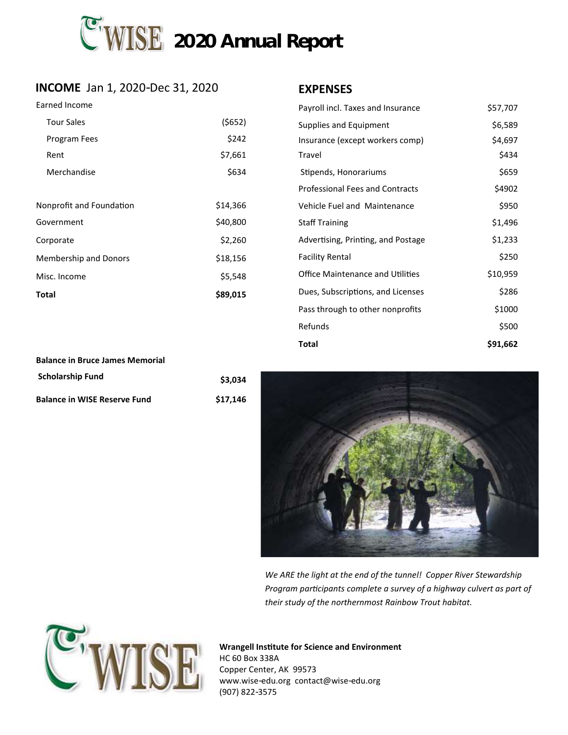# WISE 2020 Annual Report

## INCOME Jan 1, 2020-Dec 31, 2020

| Earned Income | |
|---|---|
| Tour Sales | ($652) |
| Program Fees | $242 |
| Rent | $7,661 |
| Merchandise | $634 |
| Nonprofit and Foundation | $14,366 |
| Government | $40,800 |
| Corporate | $2,260 |
| Membership and Donors | $18,156 |
| Misc. Income | $5,548 |
| **Total** | **$89,015** |

## EXPENSES

| | |
|---|---|
| Payroll incl. Taxes and Insurance | $57,707 |
| Supplies and Equipment | $6,589 |
| Insurance (except workers comp) | $4,697 |
| Travel | $434 |
| Stipends, Honorariums | $659 |
| Professional Fees and Contracts | $4902 |
| Vehicle Fuel and Maintenance | $950 |
| Staff Training | $1,496 |
| Advertising, Printing, and Postage | $1,233 |
| Facility Rental | $250 |
| Office Maintenance and Utilities | $10,959 |
| Dues, Subscriptions, and Licenses | $286 |
| Pass through to other nonprofits | $1000 |
| Refunds | $500 |
| **Total** | **$91,662** |

| | |
|---|---|
| **Balance in Bruce James Memorial Scholarship Fund** | **$3,034** |
| **Balance in WISE Reserve Fund** | **$17,146** |

*We ARE the light at the end of the tunnel! Copper River Stewardship Program participants complete a survey of a highway culvert as part of their study of the northernmost Rainbow Trout habitat.*

**Wrangell Institute for Science and Environment**
HC 60 Box 338A
Copper Center, AK 99573
www.wise-edu.org contact@wise-edu.org
(907) 822-3575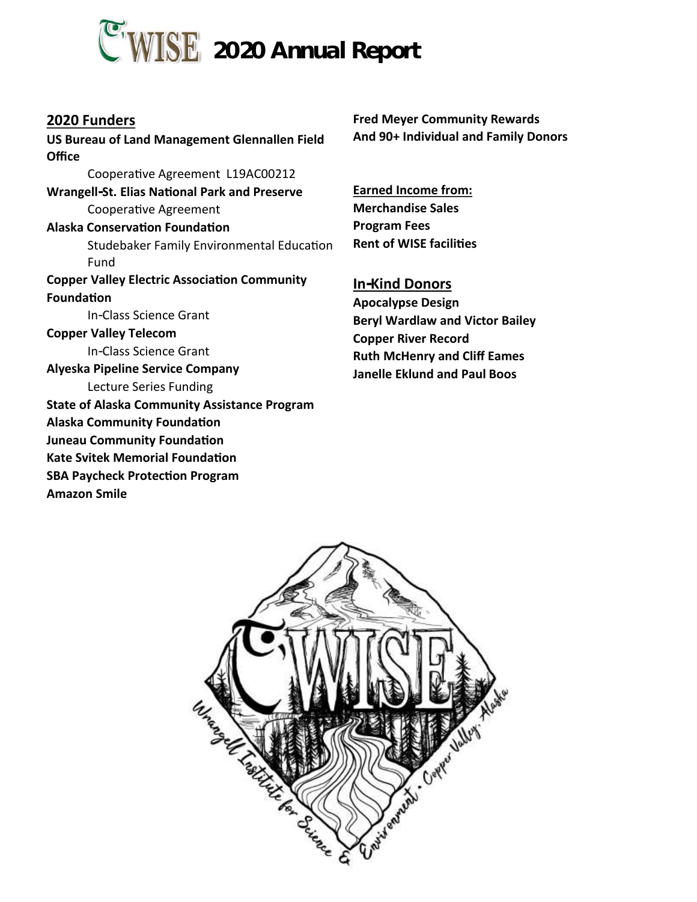# WISE 2020 Annual Report

## 2020 Funders

**US Bureau of Land Management Glennallen Field Office**
Cooperative Agreement L19AC00212

**Wrangell-St. Elias National Park and Preserve**
Cooperative Agreement

**Alaska Conservation Foundation**
Studebaker Family Environmental Education Fund

**Copper Valley Electric Association Community Foundation**
In-Class Science Grant

**Copper Valley Telecom**
In-Class Science Grant

**Alyeska Pipeline Service Company**
Lecture Series Funding

**State of Alaska Community Assistance Program**

**Alaska Community Foundation**

**Juneau Community Foundation**

**Kate Svitek Memorial Foundation**

**SBA Paycheck Protection Program**

**Amazon Smile**

**Fred Meyer Community Rewards**

**And 90+ Individual and Family Donors**

**Earned Income from:**

**Merchandise Sales**

**Program Fees**

**Rent of WISE facilities**

## In-Kind Donors

**Apocalypse Design**

**Beryl Wardlaw and Victor Bailey**

**Copper River Record**

**Ruth McHenry and Cliff Eames**

**Janelle Eklund and Paul Boos**

WISE

Wrangell Institute for Science & Environment • Copper Valley, Alaska